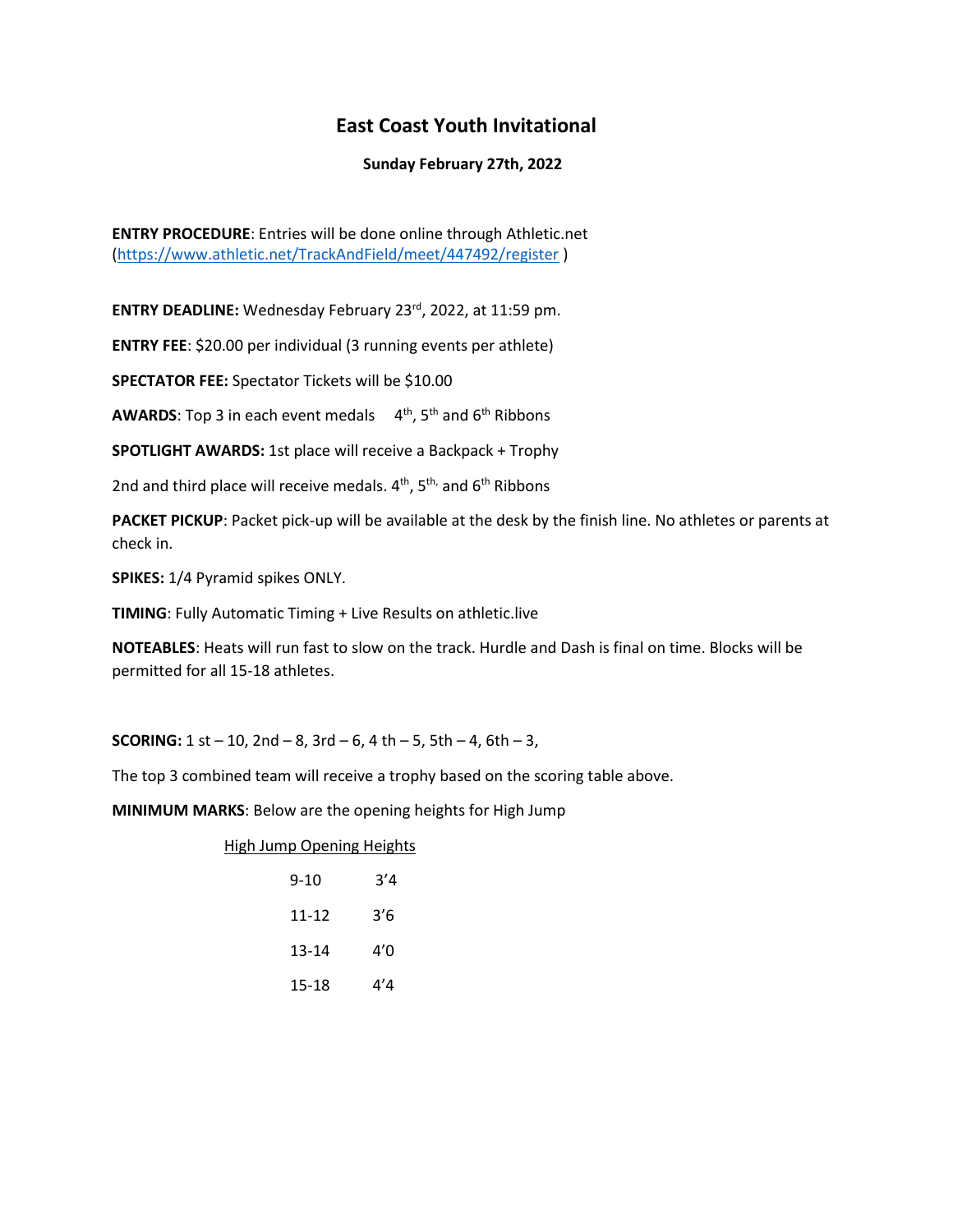# East Coast Youth Invitational

**Sunday February 27th, 2022**

**ENTRY PROCEDURE**: Entries will be done online through Athletic.net (https://www.athletic.net/TrackAndField/meet/447492/register )

**ENTRY DEADLINE:** Wednesday February 23rd, 2022, at 11:59 pm.

**ENTRY FEE**: $20.00 per individual (3 running events per athlete)

**SPECTATOR FEE:** Spectator Tickets will be $10.00

**AWARDS**: Top 3 in each event medals 4th, 5th and 6th Ribbons

**SPOTLIGHT AWARDS:** 1st place will receive a Backpack + Trophy

2nd and third place will receive medals. 4th, 5th, and 6th Ribbons

**PACKET PICKUP**: Packet pick-up will be available at the desk by the finish line. No athletes or parents at check in.

**SPIKES:** 1/4 Pyramid spikes ONLY.

**TIMING**: Fully Automatic Timing + Live Results on athletic.live

**NOTEABLES**: Heats will run fast to slow on the track. Hurdle and Dash is final on time. Blocks will be permitted for all 15-18 athletes.

**SCORING:** 1 st – 10, 2nd – 8, 3rd – 6, 4 th – 5, 5th – 4, 6th – 3,

The top 3 combined team will receive a trophy based on the scoring table above.

**MINIMUM MARKS**: Below are the opening heights for High Jump

High Jump Opening Heights

| | |
|---|---|
| 9-10 | 3'4 |
| 11-12 | 3'6 |
| 13-14 | 4'0 |
| 15-18 | 4'4 |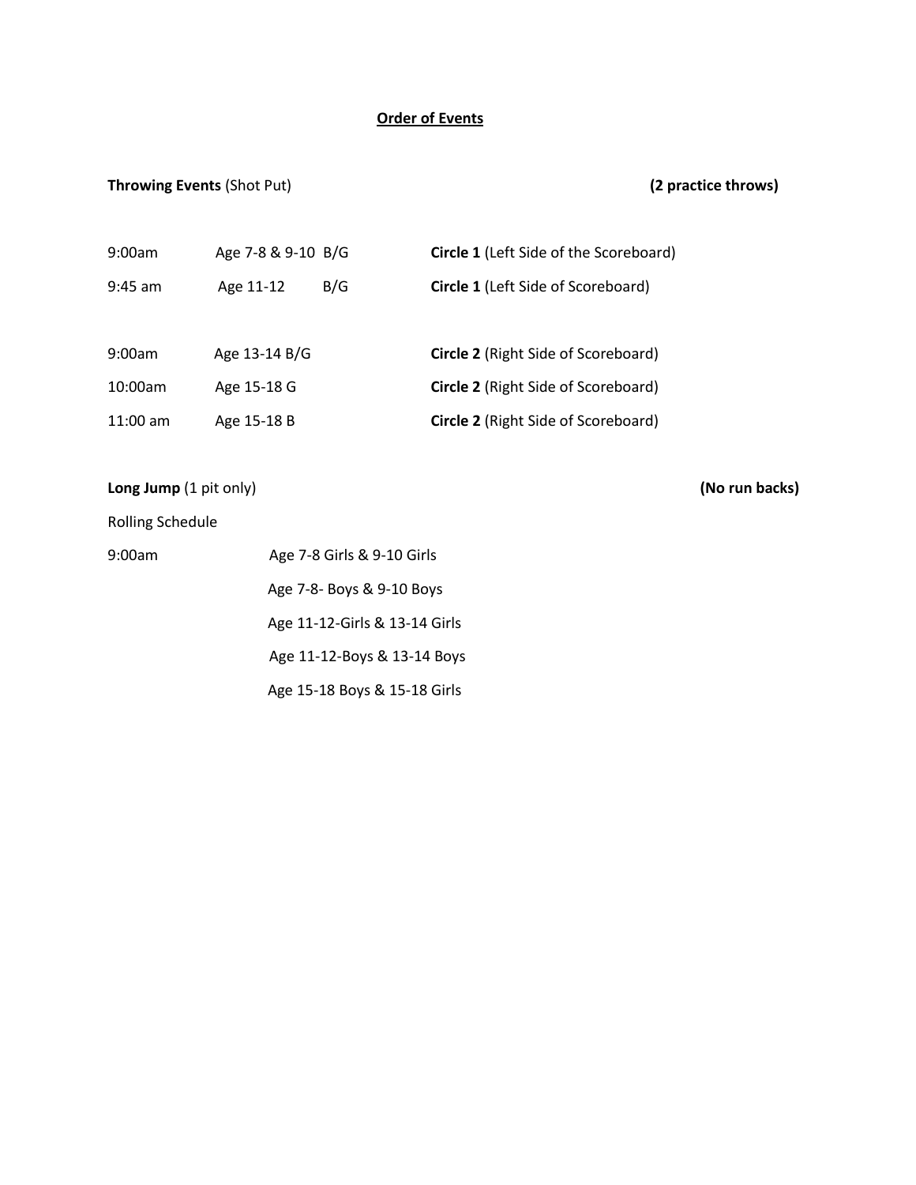## Order of Events

**Throwing Events** (Shot Put) **(2 practice throws)**

| Time | Age | Location |
|---|---|---|
| 9:00am | Age 7-8 & 9-10 B/G | **Circle 1** (Left Side of the Scoreboard) |
| 9:45 am | Age 11-12 B/G | **Circle 1** (Left Side of Scoreboard) |
| 9:00am | Age 13-14 B/G | **Circle 2** (Right Side of Scoreboard) |
| 10:00am | Age 15-18 G | **Circle 2** (Right Side of Scoreboard) |
| 11:00 am | Age 15-18 B | **Circle 2** (Right Side of Scoreboard) |

**Long Jump** (1 pit only) **(No run backs)**

Rolling Schedule

9:00am

- Age 7-8 Girls & 9-10 Girls
- Age 7-8- Boys & 9-10 Boys
- Age 11-12-Girls & 13-14 Girls
- Age 11-12-Boys & 13-14 Boys
- Age 15-18 Boys & 15-18 Girls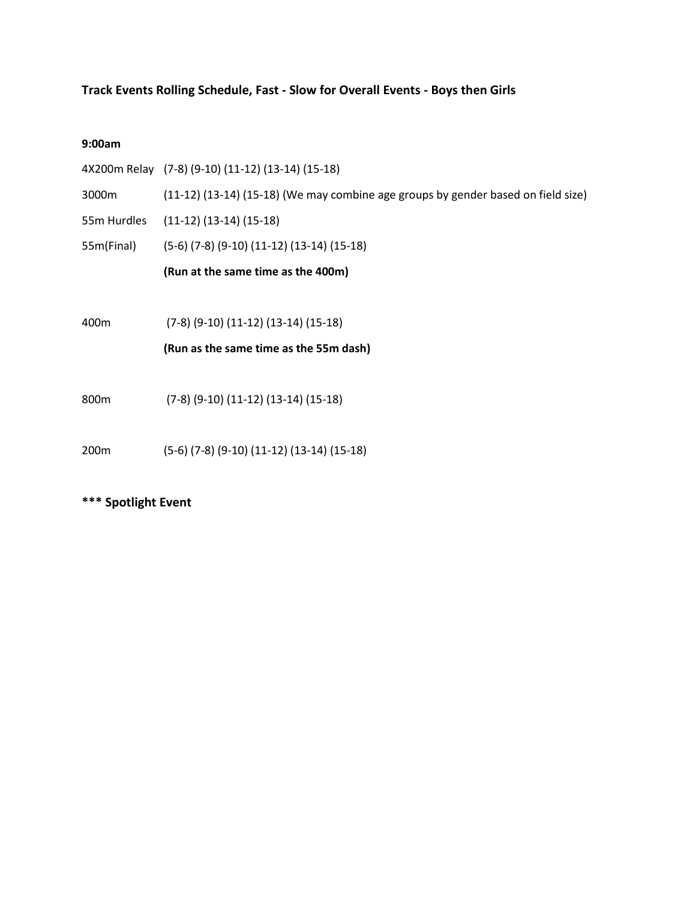### Track Events Rolling Schedule, Fast - Slow for Overall Events - Boys then Girls

**9:00am**

| Event | Age Groups |
|---|---|
| 4X200m Relay | (7-8) (9-10) (11-12) (13-14) (15-18) |
| 3000m | (11-12) (13-14) (15-18) (We may combine age groups by gender based on field size) |
| 55m Hurdles | (11-12) (13-14) (15-18) |
| 55m(Final) | (5-6) (7-8) (9-10) (11-12) (13-14) (15-18) **(Run at the same time as the 400m)** |
| 400m | (7-8) (9-10) (11-12) (13-14) (15-18) **(Run as the same time as the 55m dash)** |
| 800m | (7-8) (9-10) (11-12) (13-14) (15-18) |
| 200m | (5-6) (7-8) (9-10) (11-12) (13-14) (15-18) |

**\*\*\* Spotlight Event**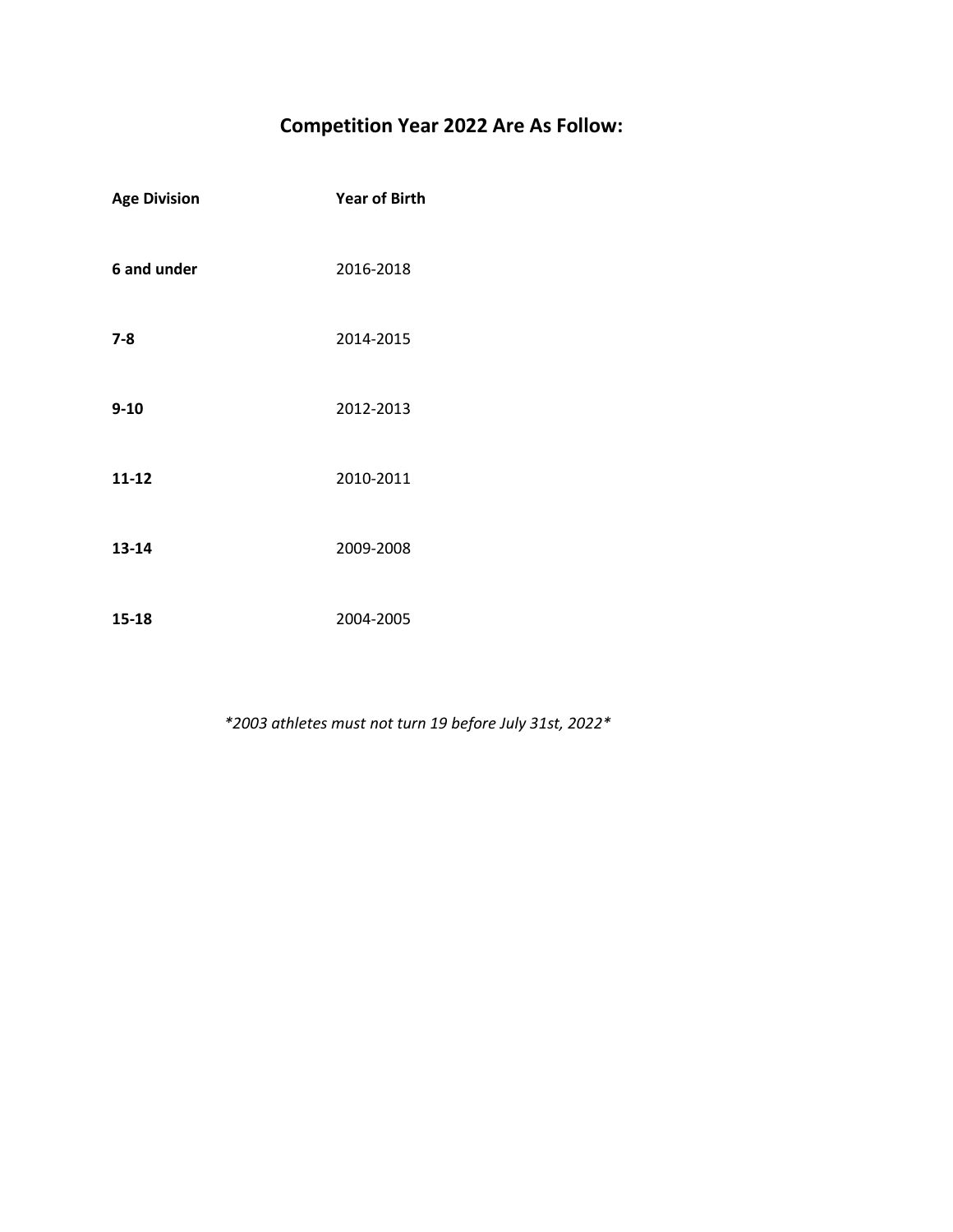## Competition Year 2022 Are As Follow:

| Age Division | Year of Birth |
|---|---|
| **6 and under** | 2016-2018 |
| **7-8** | 2014-2015 |
| **9-10** | 2012-2013 |
| **11-12** | 2010-2011 |
| **13-14** | 2009-2008 |
| **15-18** | 2004-2005 |

*\*2003 athletes must not turn 19 before July 31st, 2022\**